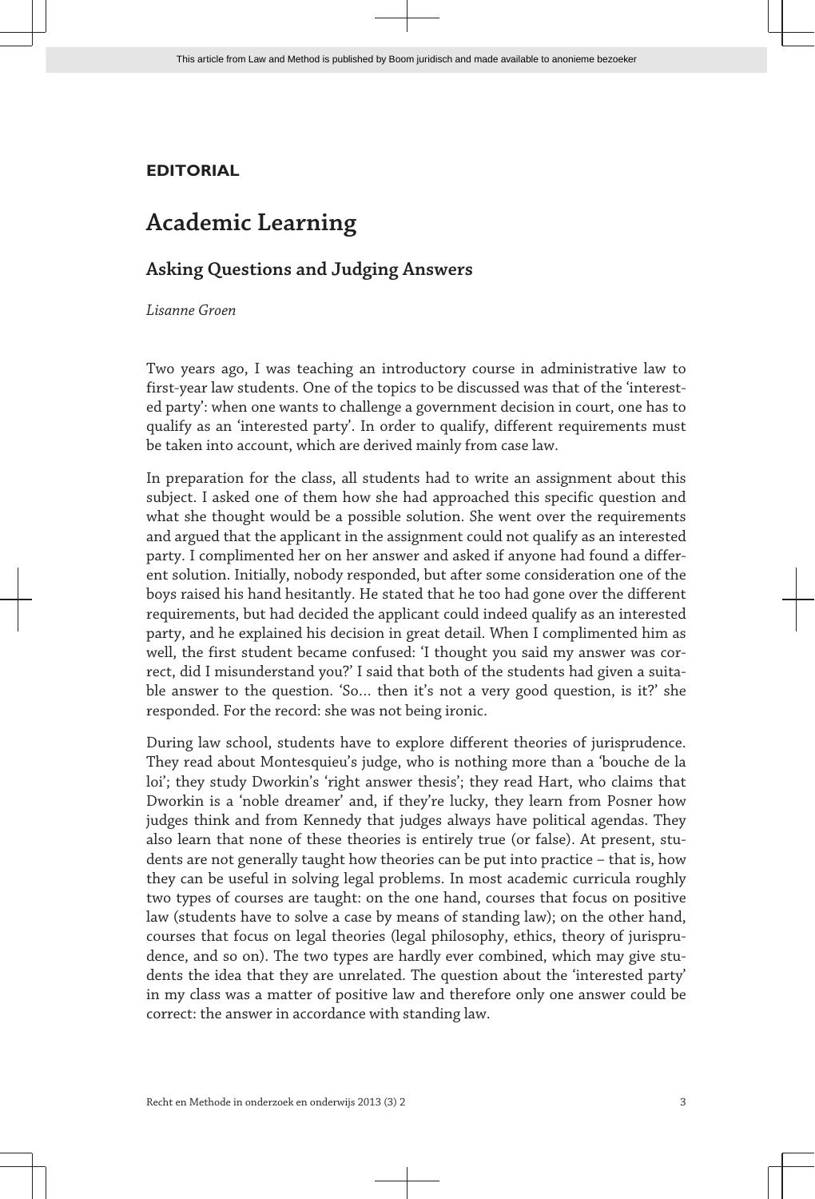**EDITORIAL**

# Academic Learning

## Asking Questions and Judging Answers

*Lisanne Groen*

Two years ago, I was teaching an introductory course in administrative law to first-year law students. One of the topics to be discussed was that of the 'interested party': when one wants to challenge a government decision in court, one has to qualify as an 'interested party'. In order to qualify, different requirements must be taken into account, which are derived mainly from case law.

In preparation for the class, all students had to write an assignment about this subject. I asked one of them how she had approached this specific question and what she thought would be a possible solution. She went over the requirements and argued that the applicant in the assignment could not qualify as an interested party. I complimented her on her answer and asked if anyone had found a different solution. Initially, nobody responded, but after some consideration one of the boys raised his hand hesitantly. He stated that he too had gone over the different requirements, but had decided the applicant could indeed qualify as an interested party, and he explained his decision in great detail. When I complimented him as well, the first student became confused: 'I thought you said my answer was correct, did I misunderstand you?' I said that both of the students had given a suitable answer to the question. 'So… then it's not a very good question, is it?' she responded. For the record: she was not being ironic.

During law school, students have to explore different theories of jurisprudence. They read about Montesquieu's judge, who is nothing more than a 'bouche de la loi'; they study Dworkin's 'right answer thesis'; they read Hart, who claims that Dworkin is a 'noble dreamer' and, if they're lucky, they learn from Posner how judges think and from Kennedy that judges always have political agendas. They also learn that none of these theories is entirely true (or false). At present, students are not generally taught how theories can be put into practice – that is, how they can be useful in solving legal problems. In most academic curricula roughly two types of courses are taught: on the one hand, courses that focus on positive law (students have to solve a case by means of standing law); on the other hand, courses that focus on legal theories (legal philosophy, ethics, theory of jurisprudence, and so on). The two types are hardly ever combined, which may give students the idea that they are unrelated. The question about the 'interested party' in my class was a matter of positive law and therefore only one answer could be correct: the answer in accordance with standing law.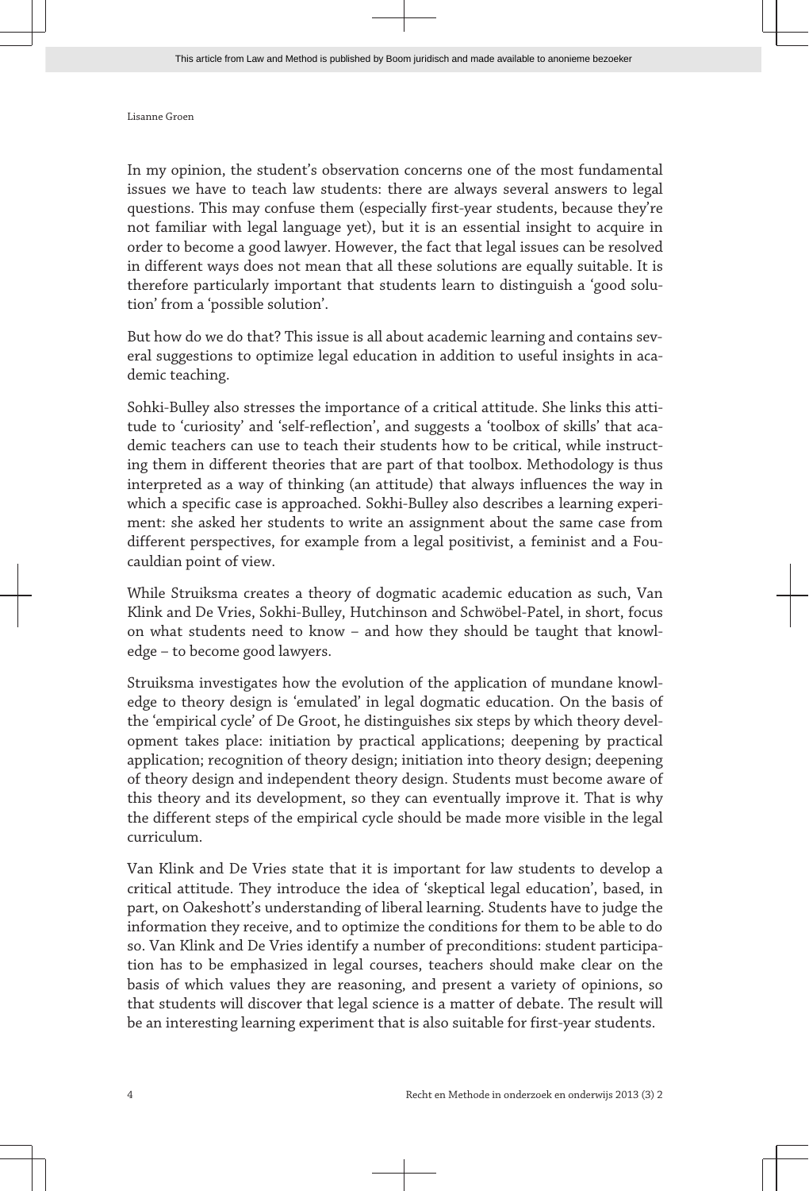In my opinion, the student's observation concerns one of the most fundamental issues we have to teach law students: there are always several answers to legal questions. This may confuse them (especially first-year students, because they're not familiar with legal language yet), but it is an essential insight to acquire in order to become a good lawyer. However, the fact that legal issues can be resolved in different ways does not mean that all these solutions are equally suitable. It is therefore particularly important that students learn to distinguish a 'good solution' from a 'possible solution'.

But how do we do that? This issue is all about academic learning and contains several suggestions to optimize legal education in addition to useful insights in academic teaching.

Sohki-Bulley also stresses the importance of a critical attitude. She links this attitude to 'curiosity' and 'self-reflection', and suggests a 'toolbox of skills' that academic teachers can use to teach their students how to be critical, while instructing them in different theories that are part of that toolbox. Methodology is thus interpreted as a way of thinking (an attitude) that always influences the way in which a specific case is approached. Sokhi-Bulley also describes a learning experiment: she asked her students to write an assignment about the same case from different perspectives, for example from a legal positivist, a feminist and a Foucauldian point of view.

While Struiksma creates a theory of dogmatic academic education as such, Van Klink and De Vries, Sokhi-Bulley, Hutchinson and Schwöbel-Patel, in short, focus on what students need to know – and how they should be taught that knowledge – to become good lawyers.

Struiksma investigates how the evolution of the application of mundane knowledge to theory design is 'emulated' in legal dogmatic education. On the basis of the 'empirical cycle' of De Groot, he distinguishes six steps by which theory development takes place: initiation by practical applications; deepening by practical application; recognition of theory design; initiation into theory design; deepening of theory design and independent theory design. Students must become aware of this theory and its development, so they can eventually improve it. That is why the different steps of the empirical cycle should be made more visible in the legal curriculum.

Van Klink and De Vries state that it is important for law students to develop a critical attitude. They introduce the idea of 'skeptical legal education', based, in part, on Oakeshott's understanding of liberal learning. Students have to judge the information they receive, and to optimize the conditions for them to be able to do so. Van Klink and De Vries identify a number of preconditions: student participation has to be emphasized in legal courses, teachers should make clear on the basis of which values they are reasoning, and present a variety of opinions, so that students will discover that legal science is a matter of debate. The result will be an interesting learning experiment that is also suitable for first-year students.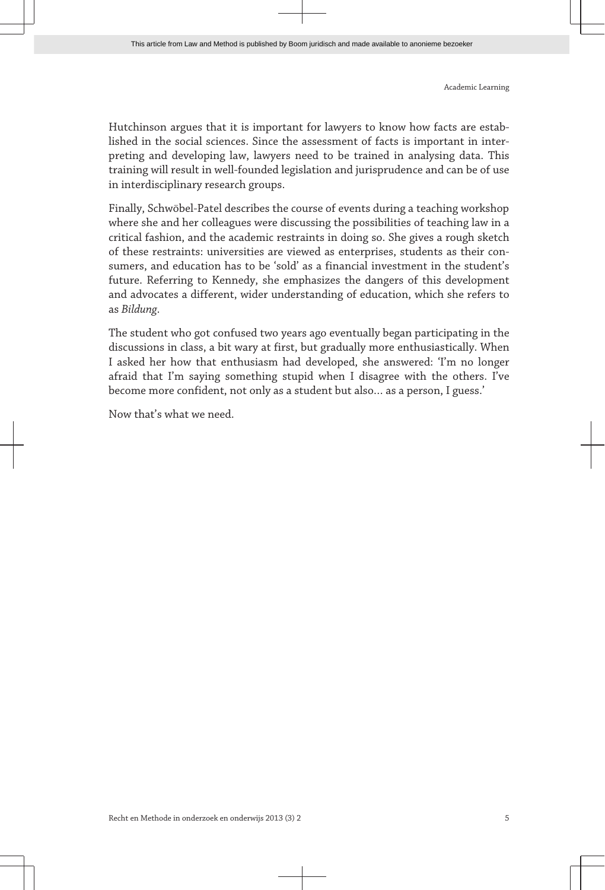Hutchinson argues that it is important for lawyers to know how facts are established in the social sciences. Since the assessment of facts is important in interpreting and developing law, lawyers need to be trained in analysing data. This training will result in well-founded legislation and jurisprudence and can be of use in interdisciplinary research groups.

Finally, Schwöbel-Patel describes the course of events during a teaching workshop where she and her colleagues were discussing the possibilities of teaching law in a critical fashion, and the academic restraints in doing so. She gives a rough sketch of these restraints: universities are viewed as enterprises, students as their consumers, and education has to be 'sold' as a financial investment in the student's future. Referring to Kennedy, she emphasizes the dangers of this development and advocates a different, wider understanding of education, which she refers to as *Bildung*.

The student who got confused two years ago eventually began participating in the discussions in class, a bit wary at first, but gradually more enthusiastically. When I asked her how that enthusiasm had developed, she answered: 'I'm no longer afraid that I'm saying something stupid when I disagree with the others. I've become more confident, not only as a student but also… as a person, I guess.'

Now that's what we need.